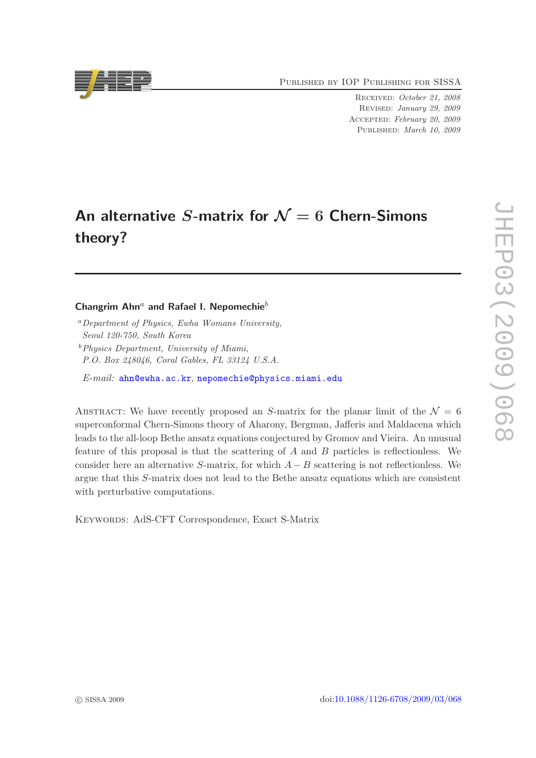# An alternative $S$-matrix for $\mathcal{N} = 6$ Chern-Simons theory?

**Changrim Ahn**[a] **and Rafael I. Nepomechie**[b]

[a] *Department of Physics, Ewha Womans University, Seoul 120-750, South Korea*

[b] *Physics Department, University of Miami, P.O. Box 248046, Coral Gables, FL 33124 U.S.A.*

*E-mail:* ahn@ewha.ac.kr, nepomechie@physics.miami.edu

Abstract: We have recently proposed an $S$-matrix for the planar limit of the $\mathcal{N} = 6$ superconformal Chern-Simons theory of Aharony, Bergman, Jafferis and Maldacena which leads to the all-loop Bethe ansatz equations conjectured by Gromov and Vieira. An unusual feature of this proposal is that the scattering of $A$ and $B$ particles is reflectionless. We consider here an alternative $S$-matrix, for which $A - B$ scattering is not reflectionless. We argue that this $S$-matrix does not lead to the Bethe ansatz equations which are consistent with perturbative computations.

Keywords: AdS-CFT Correspondence, Exact S-Matrix

© SISSA 2009

doi:10.1088/1126-6708/2009/03/068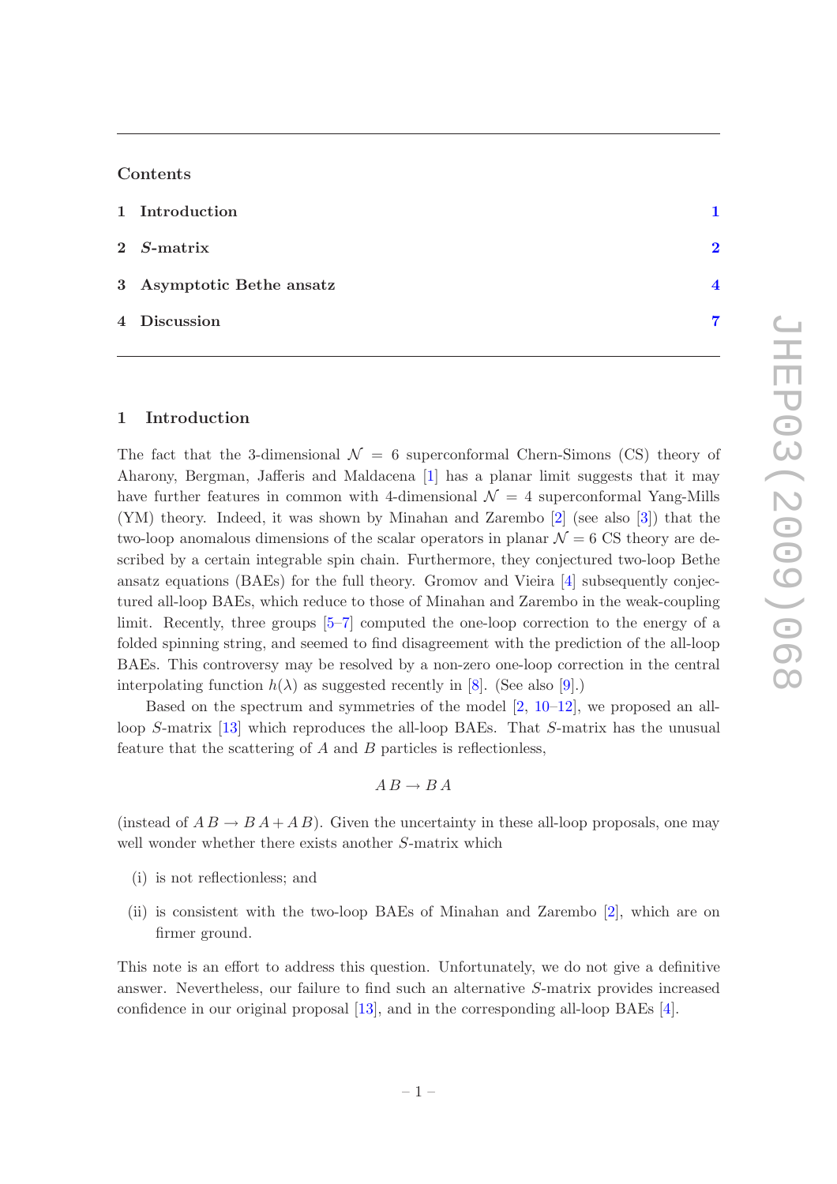## Contents

1 Introduction 1

2 $S$-matrix 2

3 Asymptotic Bethe ansatz 4

4 Discussion 7

## 1 Introduction

The fact that the 3-dimensional $\mathcal{N} = 6$ superconformal Chern-Simons (CS) theory of Aharony, Bergman, Jafferis and Maldacena [1] has a planar limit suggests that it may have further features in common with 4-dimensional $\mathcal{N} = 4$ superconformal Yang-Mills (YM) theory. Indeed, it was shown by Minahan and Zarembo [2] (see also [3]) that the two-loop anomalous dimensions of the scalar operators in planar $\mathcal{N} = 6$ CS theory are described by a certain integrable spin chain. Furthermore, they conjectured two-loop Bethe ansatz equations (BAEs) for the full theory. Gromov and Vieira [4] subsequently conjectured all-loop BAEs, which reduce to those of Minahan and Zarembo in the weak-coupling limit. Recently, three groups [5–7] computed the one-loop correction to the energy of a folded spinning string, and seemed to find disagreement with the prediction of the all-loop BAEs. This controversy may be resolved by a non-zero one-loop correction in the central interpolating function $h(\lambda)$ as suggested recently in [8]. (See also [9].)

Based on the spectrum and symmetries of the model [2, 10–12], we proposed an all-loop $S$-matrix [13] which reproduces the all-loop BAEs. That $S$-matrix has the unusual feature that the scattering of $A$ and $B$ particles is reflectionless,

$$A\, B \rightarrow B\, A$$

(instead of $A\, B \rightarrow B\, A + A\, B$). Given the uncertainty in these all-loop proposals, one may well wonder whether there exists another $S$-matrix which

(i) is not reflectionless; and

(ii) is consistent with the two-loop BAEs of Minahan and Zarembo [2], which are on firmer ground.

This note is an effort to address this question. Unfortunately, we do not give a definitive answer. Nevertheless, our failure to find such an alternative $S$-matrix provides increased confidence in our original proposal [13], and in the corresponding all-loop BAEs [4].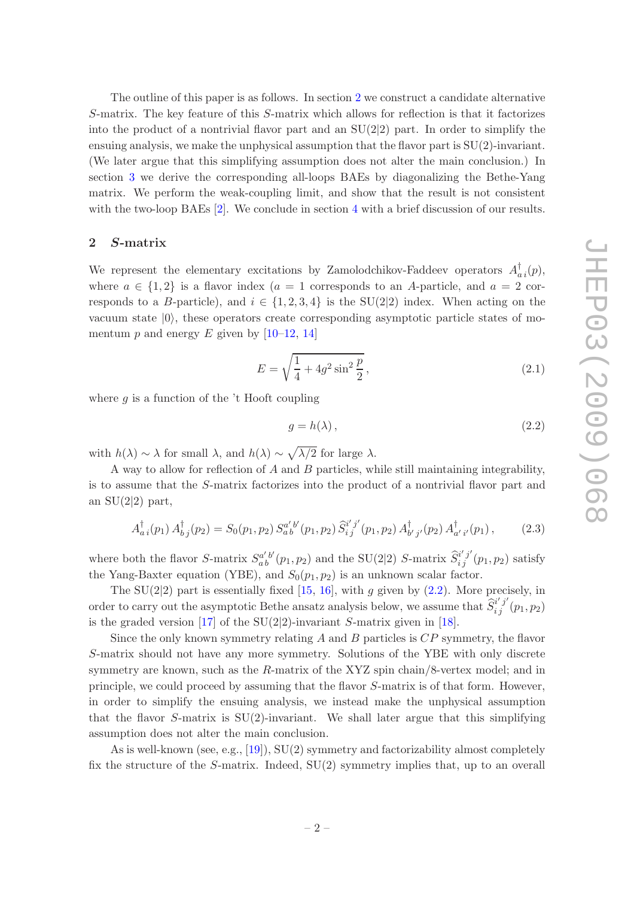The outline of this paper is as follows. In section 2 we construct a candidate alternative $S$-matrix. The key feature of this $S$-matrix which allows for reflection is that it factorizes into the product of a nontrivial flavor part and an SU(2|2) part. In order to simplify the ensuing analysis, we make the unphysical assumption that the flavor part is SU(2)-invariant. (We later argue that this simplifying assumption does not alter the main conclusion.) In section 3 we derive the corresponding all-loops BAEs by diagonalizing the Bethe-Yang matrix. We perform the weak-coupling limit, and show that the result is not consistent with the two-loop BAEs [2]. We conclude in section 4 with a brief discussion of our results.

## 2 $S$-matrix

We represent the elementary excitations by Zamolodchikov-Faddeev operators $A^\dagger_{a\,i}(p)$, where $a \in \{1,2\}$ is a flavor index ($a = 1$ corresponds to an $A$-particle, and $a = 2$ corresponds to a $B$-particle), and $i \in \{1,2,3,4\}$ is the SU(2|2) index. When acting on the vacuum state $|0\rangle$, these operators create corresponding asymptotic particle states of momentum $p$ and energy $E$ given by [10–12, 14]

$$E = \sqrt{\frac{1}{4} + 4g^2 \sin^2 \frac{p}{2}}\,, \tag{2.1}$$

where $g$ is a function of the 't Hooft coupling

$$g = h(\lambda)\,, \tag{2.2}$$

with $h(\lambda) \sim \lambda$ for small $\lambda$, and $h(\lambda) \sim \sqrt{\lambda/2}$ for large $\lambda$.

A way to allow for reflection of $A$ and $B$ particles, while still maintaining integrability, is to assume that the $S$-matrix factorizes into the product of a nontrivial flavor part and an SU(2|2) part,

$$A^\dagger_{a\,i}(p_1)\, A^\dagger_{b\,j}(p_2) = S_0(p_1,p_2)\, S_{a\,b}^{a'\,b'}(p_1,p_2)\, \widehat{S}_{i\,j}^{i'\,j'}(p_1,p_2)\, A^\dagger_{b'\,j'}(p_2)\, A^\dagger_{a'\,i'}(p_1)\,, \tag{2.3}$$

where both the flavor $S$-matrix $S_{a\,b}^{a'\,b'}(p_1,p_2)$ and the SU(2|2) $S$-matrix $\widehat{S}_{i\,j}^{i'\,j'}(p_1,p_2)$ satisfy the Yang-Baxter equation (YBE), and $S_0(p_1,p_2)$ is an unknown scalar factor.

The SU(2|2) part is essentially fixed [15, 16], with $g$ given by (2.2). More precisely, in order to carry out the asymptotic Bethe ansatz analysis below, we assume that $\widehat{S}_{i\,j}^{i'\,j'}(p_1,p_2)$ is the graded version [17] of the SU(2|2)-invariant $S$-matrix given in [18].

Since the only known symmetry relating $A$ and $B$ particles is $CP$ symmetry, the flavor $S$-matrix should not have any more symmetry. Solutions of the YBE with only discrete symmetry are known, such as the $R$-matrix of the XYZ spin chain/8-vertex model; and in principle, we could proceed by assuming that the flavor $S$-matrix is of that form. However, in order to simplify the ensuing analysis, we instead make the unphysical assumption that the flavor $S$-matrix is SU(2)-invariant. We shall later argue that this simplifying assumption does not alter the main conclusion.

As is well-known (see, e.g., [19]), SU(2) symmetry and factorizability almost completely fix the structure of the $S$-matrix. Indeed, SU(2) symmetry implies that, up to an overall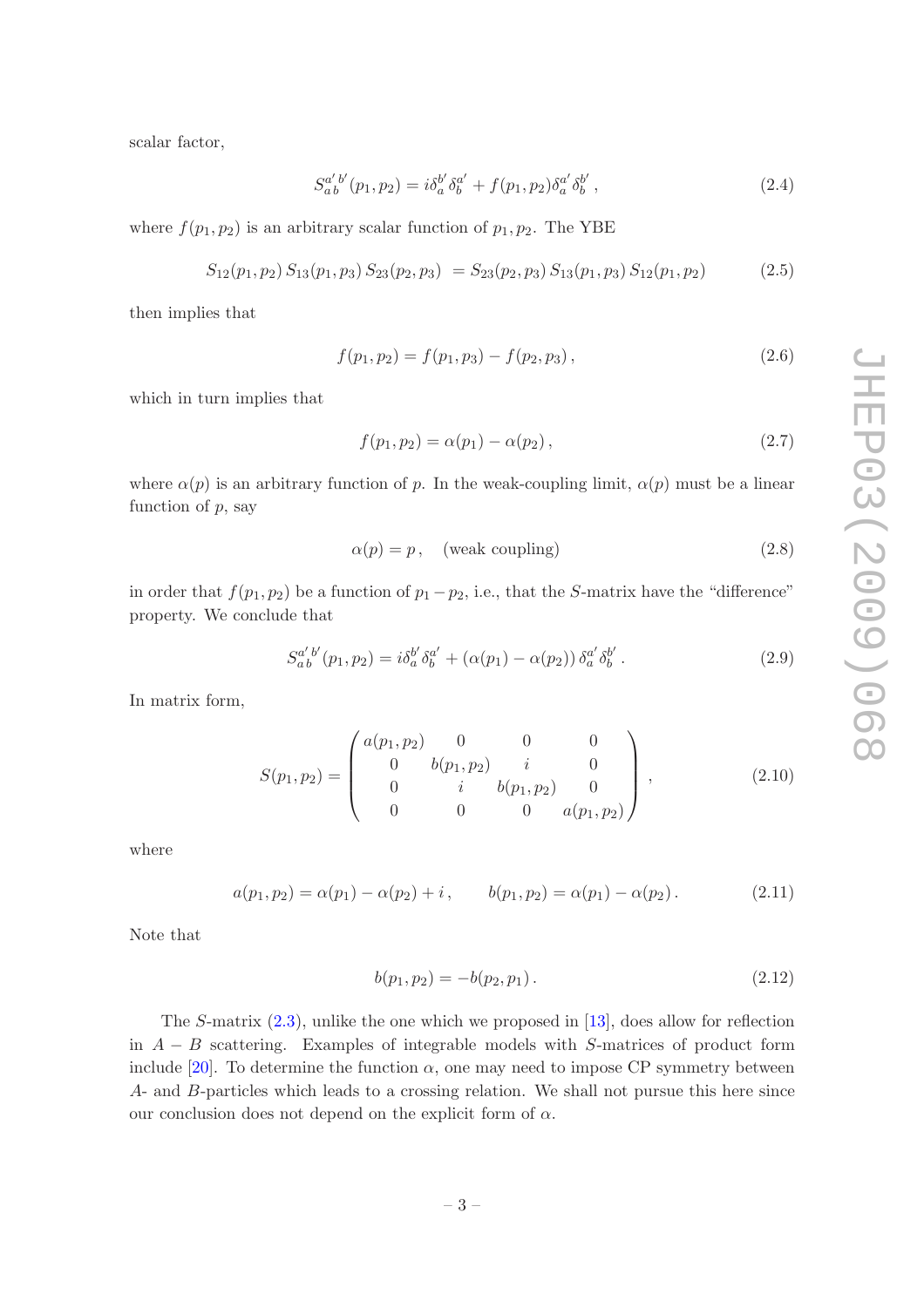scalar factor,

$$S_{a\,b}^{a'\,b'}(p_1,p_2) = i\delta_a^{b'}\delta_b^{a'} + f(p_1,p_2)\delta_a^{a'}\delta_b^{b'}\,, \tag{2.4}$$

where $f(p_1,p_2)$ is an arbitrary scalar function of $p_1, p_2$. The YBE

$$S_{12}(p_1,p_2)\,S_{13}(p_1,p_3)\,S_{23}(p_2,p_3) \;= S_{23}(p_2,p_3)\,S_{13}(p_1,p_3)\,S_{12}(p_1,p_2) \tag{2.5}$$

then implies that

$$f(p_1,p_2) = f(p_1,p_3) - f(p_2,p_3)\,, \tag{2.6}$$

which in turn implies that

$$f(p_1,p_2) = \alpha(p_1) - \alpha(p_2)\,, \tag{2.7}$$

where $\alpha(p)$ is an arbitrary function of $p$. In the weak-coupling limit, $\alpha(p)$ must be a linear function of $p$, say

$$\alpha(p) = p\,, \quad \text{(weak coupling)} \tag{2.8}$$

in order that $f(p_1,p_2)$ be a function of $p_1 - p_2$, i.e., that the $S$-matrix have the "difference" property. We conclude that

$$S_{a\,b}^{a'\,b'}(p_1,p_2) = i\delta_a^{b'}\delta_b^{a'} + (\alpha(p_1) - \alpha(p_2))\,\delta_a^{a'}\delta_b^{b'}\,. \tag{2.9}$$

In matrix form,

$$S(p_1,p_2) = \begin{pmatrix} a(p_1,p_2) & 0 & 0 & 0 \\ 0 & b(p_1,p_2) & i & 0 \\ 0 & i & b(p_1,p_2) & 0 \\ 0 & 0 & 0 & a(p_1,p_2) \end{pmatrix}, \tag{2.10}$$

where

$$a(p_1,p_2) = \alpha(p_1) - \alpha(p_2) + i\,, \qquad b(p_1,p_2) = \alpha(p_1) - \alpha(p_2)\,. \tag{2.11}$$

Note that

$$b(p_1,p_2) = -b(p_2,p_1)\,. \tag{2.12}$$

The $S$-matrix (2.3), unlike the one which we proposed in [13], does allow for reflection in $A - B$ scattering. Examples of integrable models with $S$-matrices of product form include [20]. To determine the function $\alpha$, one may need to impose CP symmetry between $A$- and $B$-particles which leads to a crossing relation. We shall not pursue this here since our conclusion does not depend on the explicit form of $\alpha$.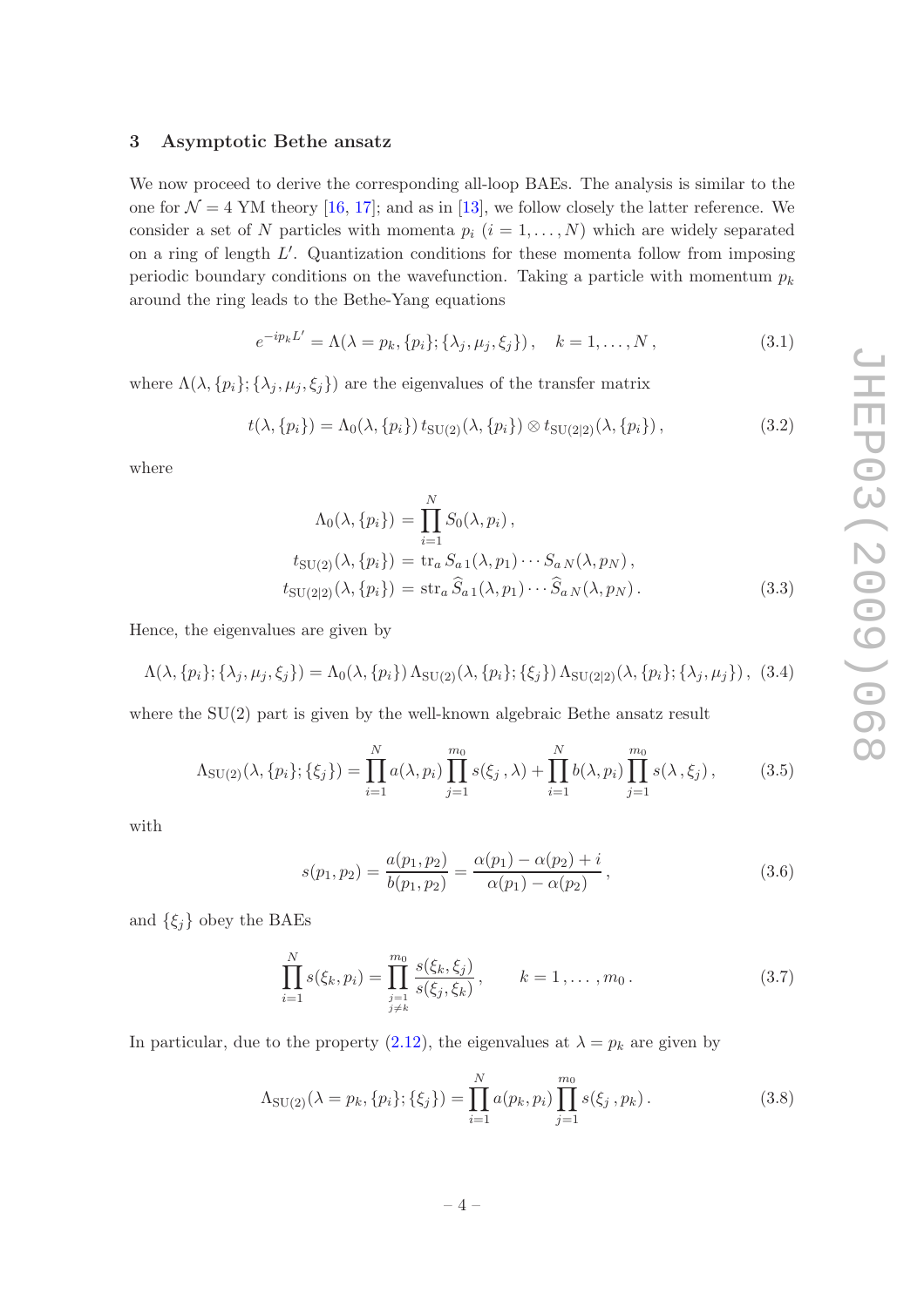## 3 Asymptotic Bethe ansatz

We now proceed to derive the corresponding all-loop BAEs. The analysis is similar to the one for $\mathcal{N}=4$ YM theory [16, 17]; and as in [13], we follow closely the latter reference. We consider a set of $N$ particles with momenta $p_i$ $(i=1,\ldots,N)$ which are widely separated on a ring of length $L'$. Quantization conditions for these momenta follow from imposing periodic boundary conditions on the wavefunction. Taking a particle with momentum $p_k$ around the ring leads to the Bethe-Yang equations

$$e^{-ip_k L'} = \Lambda(\lambda = p_k, \{p_i\}; \{\lambda_j, \mu_j, \xi_j\}) \,, \quad k = 1, \ldots, N \,, \tag{3.1}$$

where $\Lambda(\lambda, \{p_i\}; \{\lambda_j, \mu_j, \xi_j\})$ are the eigenvalues of the transfer matrix

$$t(\lambda, \{p_i\}) = \Lambda_0(\lambda, \{p_i\})\, t_{\mathrm{SU}(2)}(\lambda, \{p_i\}) \otimes t_{\mathrm{SU}(2|2)}(\lambda, \{p_i\}) \,, \tag{3.2}$$

where

$$\begin{aligned}
\Lambda_0(\lambda, \{p_i\}) &= \prod_{i=1}^{N} S_0(\lambda, p_i) \,, \\
t_{\mathrm{SU}(2)}(\lambda, \{p_i\}) &= \mathrm{tr}_a\, S_{a\,1}(\lambda, p_1) \cdots S_{a\,N}(\lambda, p_N) \,, \\
t_{\mathrm{SU}(2|2)}(\lambda, \{p_i\}) &= \mathrm{str}_a\, \widehat{S}_{a\,1}(\lambda, p_1) \cdots \widehat{S}_{a\,N}(\lambda, p_N) \,.
\end{aligned} \tag{3.3}$$

Hence, the eigenvalues are given by

$$\Lambda(\lambda, \{p_i\}; \{\lambda_j, \mu_j, \xi_j\}) = \Lambda_0(\lambda, \{p_i\})\, \Lambda_{\mathrm{SU}(2)}(\lambda, \{p_i\}; \{\xi_j\})\, \Lambda_{\mathrm{SU}(2|2)}(\lambda, \{p_i\}; \{\lambda_j, \mu_j\}) \,, \tag{3.4}$$

where the SU(2) part is given by the well-known algebraic Bethe ansatz result

$$\Lambda_{\mathrm{SU}(2)}(\lambda, \{p_i\}; \{\xi_j\}) = \prod_{i=1}^{N} a(\lambda, p_i) \prod_{j=1}^{m_0} s(\xi_j \,, \lambda) + \prod_{i=1}^{N} b(\lambda, p_i) \prod_{j=1}^{m_0} s(\lambda \,, \xi_j) \,, \tag{3.5}$$

with

$$s(p_1, p_2) = \frac{a(p_1, p_2)}{b(p_1, p_2)} = \frac{\alpha(p_1) - \alpha(p_2) + i}{\alpha(p_1) - \alpha(p_2)} \,, \tag{3.6}$$

and $\{\xi_j\}$ obey the BAEs

$$\prod_{i=1}^{N} s(\xi_k, p_i) = \prod_{\substack{j=1 \\ j \neq k}}^{m_0} \frac{s(\xi_k, \xi_j)}{s(\xi_j, \xi_k)} \,, \qquad k = 1, \ldots, m_0 \,. \tag{3.7}$$

In particular, due to the property (2.12), the eigenvalues at $\lambda = p_k$ are given by

$$\Lambda_{\mathrm{SU}(2)}(\lambda = p_k, \{p_i\}; \{\xi_j\}) = \prod_{i=1}^{N} a(p_k, p_i) \prod_{j=1}^{m_0} s(\xi_j \,, p_k) \,. \tag{3.8}$$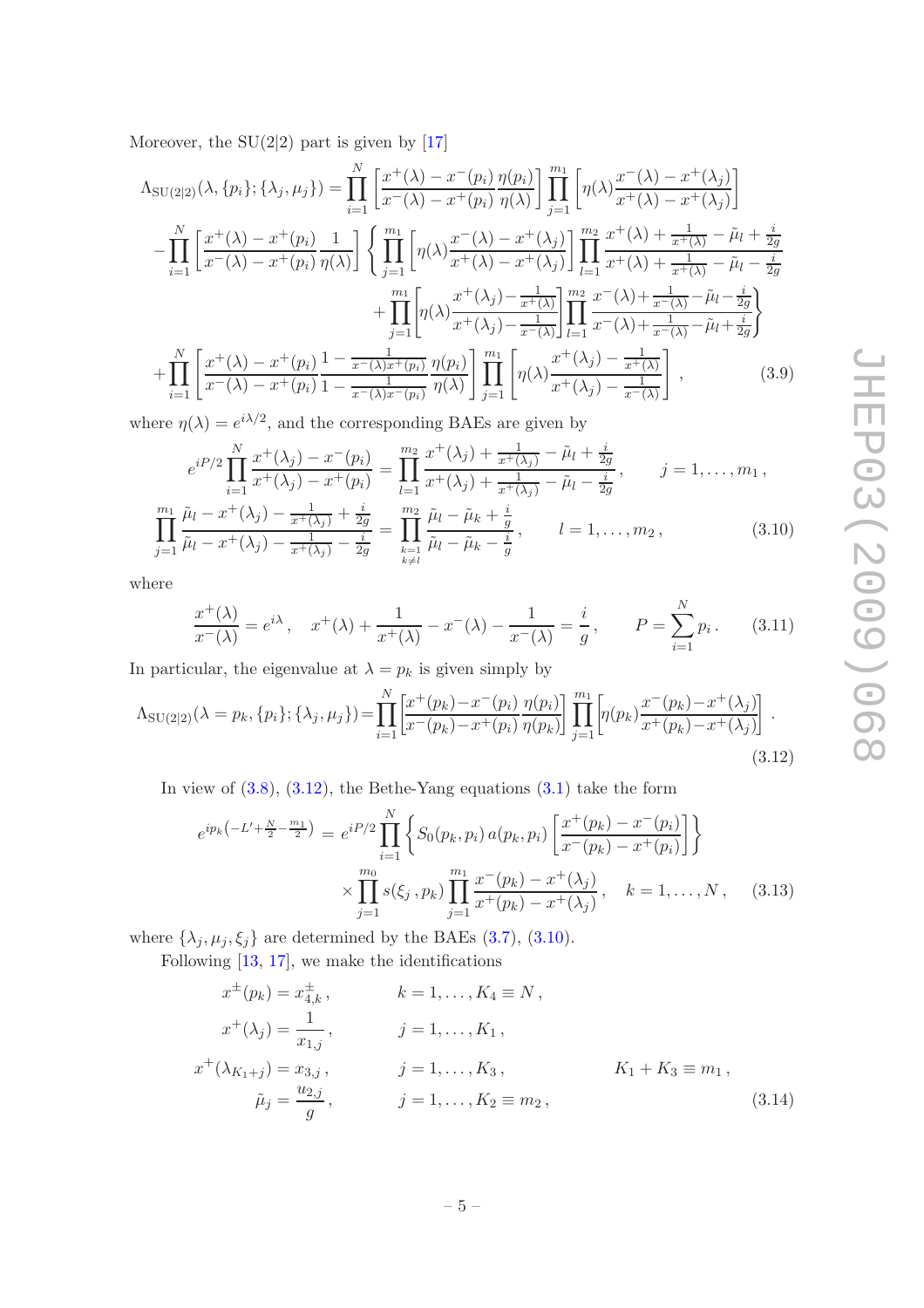Moreover, the SU(2|2) part is given by [17]

$$
\begin{aligned}
\Lambda_{\mathrm{SU}(2|2)}(\lambda,\{p_i\};\{\lambda_j,\mu_j\}) &= \prod_{i=1}^{N}\left[\frac{x^+(\lambda)-x^-(p_i)}{x^-(\lambda)-x^+(p_i)}\frac{\eta(p_i)}{\eta(\lambda)}\right]\prod_{j=1}^{m_1}\left[\eta(\lambda)\frac{x^-(\lambda)-x^+(\lambda_j)}{x^+(\lambda)-x^+(\lambda_j)}\right] \\
&-\prod_{i=1}^{N}\left[\frac{x^+(\lambda)-x^+(p_i)}{x^-(\lambda)-x^+(p_i)}\frac{1}{\eta(\lambda)}\right]\left\{\prod_{j=1}^{m_1}\left[\eta(\lambda)\frac{x^-(\lambda)-x^+(\lambda_j)}{x^+(\lambda)-x^+(\lambda_j)}\right]\prod_{l=1}^{m_2}\frac{x^+(\lambda)+\frac{1}{x^+(\lambda)}-\tilde{\mu}_l+\frac{i}{2g}}{x^+(\lambda)+\frac{1}{x^+(\lambda)}-\tilde{\mu}_l-\frac{i}{2g}}\right. \\
&\qquad\left.+\prod_{j=1}^{m_1}\left[\eta(\lambda)\frac{x^+(\lambda_j)-\frac{1}{x^+(\lambda)}}{x^+(\lambda_j)-\frac{1}{x^-(\lambda)}}\right]\prod_{l=1}^{m_2}\frac{x^-(\lambda)+\frac{1}{x^-(\lambda)}-\tilde{\mu}_l-\frac{i}{2g}}{x^-(\lambda)+\frac{1}{x^-(\lambda)}-\tilde{\mu}_l+\frac{i}{2g}}\right\} \\
&+\prod_{i=1}^{N}\left[\frac{x^+(\lambda)-x^+(p_i)}{x^-(\lambda)-x^+(p_i)}\frac{1-\frac{1}{x^-(\lambda)x^+(p_i)}}{1-\frac{1}{x^-(\lambda)x^-(p_i)}}\frac{\eta(p_i)}{\eta(\lambda)}\right]\prod_{j=1}^{m_1}\left[\eta(\lambda)\frac{x^+(\lambda_j)-\frac{1}{x^+(\lambda)}}{x^+(\lambda_j)-\frac{1}{x^-(\lambda)}}\right], \qquad (3.9)
\end{aligned}
$$

where $\eta(\lambda)=e^{i\lambda/2}$, and the corresponding BAEs are given by

$$
\begin{aligned}
e^{iP/2}\prod_{i=1}^{N}\frac{x^+(\lambda_j)-x^-(p_i)}{x^+(\lambda_j)-x^+(p_i)} &= \prod_{l=1}^{m_2}\frac{x^+(\lambda_j)+\frac{1}{x^+(\lambda_j)}-\tilde{\mu}_l+\frac{i}{2g}}{x^+(\lambda_j)+\frac{1}{x^+(\lambda_j)}-\tilde{\mu}_l-\frac{i}{2g}}, \qquad j=1,\ldots,m_1, \\
\prod_{j=1}^{m_1}\frac{\tilde{\mu}_l-x^+(\lambda_j)-\frac{1}{x^+(\lambda_j)}+\frac{i}{2g}}{\tilde{\mu}_l-x^+(\lambda_j)-\frac{1}{x^+(\lambda_j)}-\frac{i}{2g}} &= \prod_{\substack{k=1\\k\neq l}}^{m_2}\frac{\tilde{\mu}_l-\tilde{\mu}_k+\frac{i}{g}}{\tilde{\mu}_l-\tilde{\mu}_k-\frac{i}{g}}, \qquad l=1,\ldots,m_2, \qquad (3.10)
\end{aligned}
$$

where

$$
\frac{x^+(\lambda)}{x^-(\lambda)}=e^{i\lambda}, \quad x^+(\lambda)+\frac{1}{x^+(\lambda)}-x^-(\lambda)-\frac{1}{x^-(\lambda)}=\frac{i}{g}, \qquad P=\sum_{i=1}^{N}p_i. \qquad (3.11)
$$

In particular, the eigenvalue at $\lambda=p_k$ is given simply by

$$
\Lambda_{\mathrm{SU}(2|2)}(\lambda=p_k,\{p_i\};\{\lambda_j,\mu_j\})=\prod_{i=1}^{N}\left[\frac{x^+(p_k)-x^-(p_i)}{x^-(p_k)-x^+(p_i)}\frac{\eta(p_i)}{\eta(p_k)}\right]\prod_{j=1}^{m_1}\left[\eta(p_k)\frac{x^-(p_k)-x^+(\lambda_j)}{x^+(p_k)-x^+(\lambda_j)}\right]. \qquad (3.12)
$$

In view of (3.8), (3.12), the Bethe-Yang equations (3.1) take the form

$$
\begin{aligned}
e^{ip_k\left(-L'+\frac{N}{2}-\frac{m_1}{2}\right)} &= e^{iP/2}\prod_{i=1}^{N}\left\{S_0(p_k,p_i)\,a(p_k,p_i)\left[\frac{x^+(p_k)-x^-(p_i)}{x^-(p_k)-x^+(p_i)}\right]\right\} \\
&\quad\times\prod_{j=1}^{m_0}s(\xi_j\,,p_k)\prod_{j=1}^{m_1}\frac{x^-(p_k)-x^+(\lambda_j)}{x^+(p_k)-x^+(\lambda_j)}, \quad k=1,\ldots,N, \qquad (3.13)
\end{aligned}
$$

where $\{\lambda_j,\mu_j,\xi_j\}$ are determined by the BAEs (3.7), (3.10).

Following [13, 17], we make the identifications

$$
\begin{aligned}
x^{\pm}(p_k) &= x^{\pm}_{4,k}, && k=1,\ldots,K_4\equiv N, \\
x^+(\lambda_j) &= \frac{1}{x_{1,j}}, && j=1,\ldots,K_1, \\
x^+(\lambda_{K_1+j}) &= x_{3,j}, && j=1,\ldots,K_3, \qquad K_1+K_3\equiv m_1, \\
\tilde{\mu}_j &= \frac{u_{2,j}}{g}, && j=1,\ldots,K_2\equiv m_2, \qquad (3.14)
\end{aligned}
$$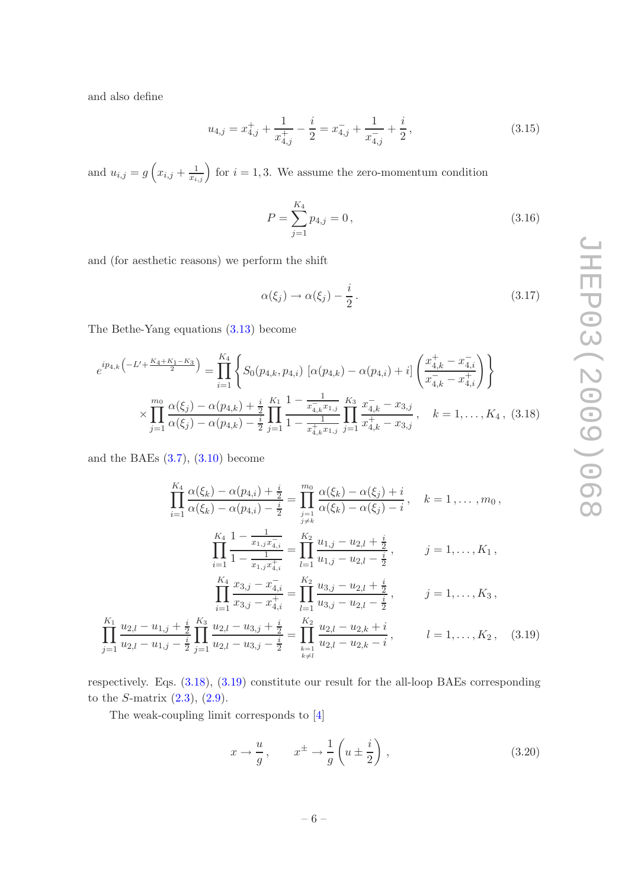and also define

$$u_{4,j} = x^+_{4,j} + \frac{1}{x^+_{4,j}} - \frac{i}{2} = x^-_{4,j} + \frac{1}{x^-_{4,j}} + \frac{i}{2}\,, \tag{3.15}$$

and $u_{i,j} = g\left(x_{i,j} + \frac{1}{x_{i,j}}\right)$ for $i = 1, 3$. We assume the zero-momentum condition

$$P = \sum_{j=1}^{K_4} p_{4,j} = 0\,, \tag{3.16}$$

and (for aesthetic reasons) we perform the shift

$$\alpha(\xi_j) \to \alpha(\xi_j) - \frac{i}{2}\,. \tag{3.17}$$

The Bethe-Yang equations (3.13) become

$$\begin{aligned}
e^{ip_{4,k}\left(-L' + \frac{K_4+K_1-K_3}{2}\right)} &= \prod_{i=1}^{K_4}\left\{ S_0(p_{4,k}, p_{4,i})\,\left[\alpha(p_{4,k}) - \alpha(p_{4,i}) + i\right]\left(\frac{x^+_{4,k} - x^-_{4,i}}{x^-_{4,k} - x^+_{4,i}}\right)\right\} \\
&\times \prod_{j=1}^{m_0} \frac{\alpha(\xi_j) - \alpha(p_{4,k}) + \frac{i}{2}}{\alpha(\xi_j) - \alpha(p_{4,k}) - \frac{i}{2}} \prod_{j=1}^{K_1} \frac{1 - \frac{1}{x^-_{4,k} x_{1,j}}}{1 - \frac{1}{x^+_{4,k} x_{1,j}}} \prod_{j=1}^{K_3} \frac{x^-_{4,k} - x_{3,j}}{x^+_{4,k} - x_{3,j}}\,, \quad k = 1, \ldots, K_4\,,
\end{aligned} \tag{3.18}$$

and the BAEs (3.7), (3.10) become

$$\begin{aligned}
\prod_{i=1}^{K_4} \frac{\alpha(\xi_k) - \alpha(p_{4,i}) + \frac{i}{2}}{\alpha(\xi_k) - \alpha(p_{4,i}) - \frac{i}{2}} &= \prod_{\substack{j=1\\ j\neq k}}^{m_0} \frac{\alpha(\xi_k) - \alpha(\xi_j) + i}{\alpha(\xi_k) - \alpha(\xi_j) - i}\,, \quad k = 1, \ldots, m_0\,, \\
\prod_{i=1}^{K_4} \frac{1 - \frac{1}{x_{1,j} x^-_{4,i}}}{1 - \frac{1}{x_{1,j} x^+_{4,i}}} &= \prod_{l=1}^{K_2} \frac{u_{1,j} - u_{2,l} + \frac{i}{2}}{u_{1,j} - u_{2,l} - \frac{i}{2}}\,, \qquad j = 1, \ldots, K_1\,, \\
\prod_{i=1}^{K_4} \frac{x_{3,j} - x^-_{4,i}}{x_{3,j} - x^+_{4,i}} &= \prod_{l=1}^{K_2} \frac{u_{3,j} - u_{2,l} + \frac{i}{2}}{u_{3,j} - u_{2,l} - \frac{i}{2}}\,, \qquad j = 1, \ldots, K_3\,, \\
\prod_{j=1}^{K_1} \frac{u_{2,l} - u_{1,j} + \frac{i}{2}}{u_{2,l} - u_{1,j} - \frac{i}{2}} \prod_{j=1}^{K_3} \frac{u_{2,l} - u_{3,j} + \frac{i}{2}}{u_{2,l} - u_{3,j} - \frac{i}{2}} &= \prod_{\substack{k=1\\ k\neq l}}^{K_2} \frac{u_{2,l} - u_{2,k} + i}{u_{2,l} - u_{2,k} - i}\,, \qquad l = 1, \ldots, K_2\,,
\end{aligned} \tag{3.19}$$

respectively. Eqs. (3.18), (3.19) constitute our result for the all-loop BAEs corresponding to the $S$-matrix (2.3), (2.9).

The weak-coupling limit corresponds to [4]

$$x \to \frac{u}{g}\,, \qquad x^\pm \to \frac{1}{g}\left(u \pm \frac{i}{2}\right)\,, \tag{3.20}$$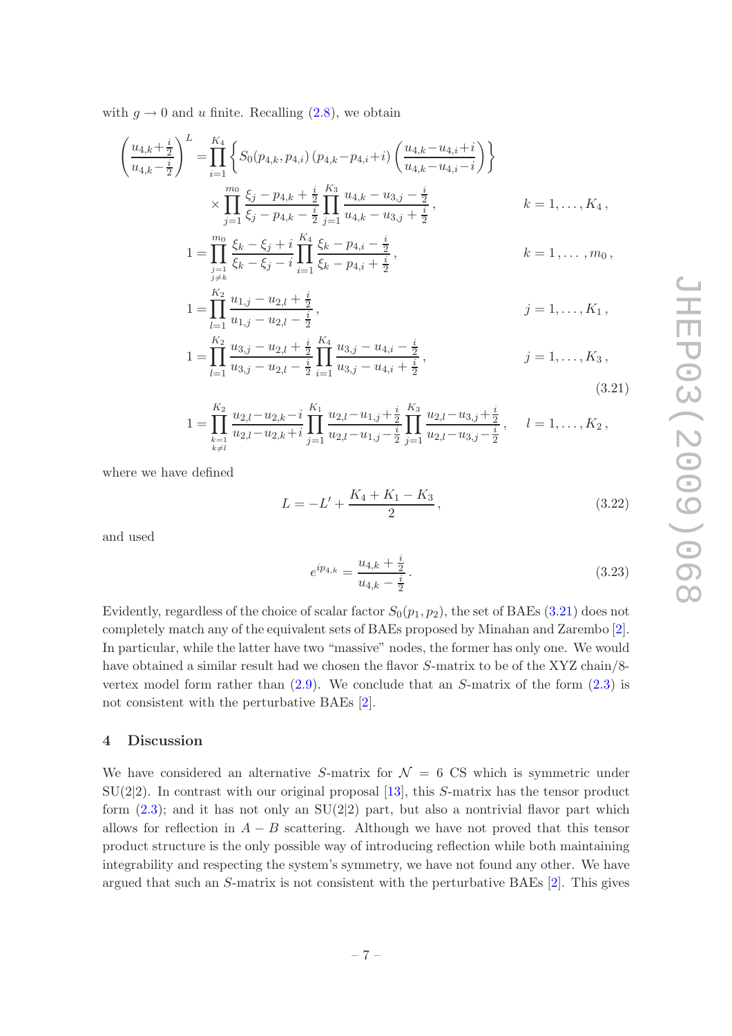with $g \to 0$ and $u$ finite. Recalling (2.8), we obtain

$$
\begin{aligned}
\left(\frac{u_{4,k}+\frac{i}{2}}{u_{4,k}-\frac{i}{2}}\right)^{L} &= \prod_{i=1}^{K_4}\left\{ S_0(p_{4,k},p_{4,i})\,(p_{4,k}-p_{4,i}+i)\left(\frac{u_{4,k}-u_{4,i}+i}{u_{4,k}-u_{4,i}-i}\right)\right\} \\
&\quad\times \prod_{j=1}^{m_0}\frac{\xi_j-p_{4,k}+\frac{i}{2}}{\xi_j-p_{4,k}-\frac{i}{2}}\prod_{j=1}^{K_3}\frac{u_{4,k}-u_{3,j}-\frac{i}{2}}{u_{4,k}-u_{3,j}+\frac{i}{2}}\,, && k=1,\ldots,K_4\,, \\
1 &= \prod_{\substack{j=1\\ j\neq k}}^{m_0}\frac{\xi_k-\xi_j+i}{\xi_k-\xi_j-i}\prod_{i=1}^{K_4}\frac{\xi_k-p_{4,i}-\frac{i}{2}}{\xi_k-p_{4,i}+\frac{i}{2}}\,, && k=1,\ldots,m_0\,, \\
1 &= \prod_{l=1}^{K_2}\frac{u_{1,j}-u_{2,l}+\frac{i}{2}}{u_{1,j}-u_{2,l}-\frac{i}{2}}\,, && j=1,\ldots,K_1\,, \\
1 &= \prod_{l=1}^{K_2}\frac{u_{3,j}-u_{2,l}+\frac{i}{2}}{u_{3,j}-u_{2,l}-\frac{i}{2}}\prod_{i=1}^{K_4}\frac{u_{3,j}-u_{4,i}-\frac{i}{2}}{u_{3,j}-u_{4,i}+\frac{i}{2}}\,, && j=1,\ldots,K_3\,, \\
1 &= \prod_{\substack{k=1\\ k\neq l}}^{K_2}\frac{u_{2,l}-u_{2,k}-i}{u_{2,l}-u_{2,k}+i}\prod_{j=1}^{K_1}\frac{u_{2,l}-u_{1,j}+\frac{i}{2}}{u_{2,l}-u_{1,j}-\frac{i}{2}}\prod_{j=1}^{K_3}\frac{u_{2,l}-u_{3,j}+\frac{i}{2}}{u_{2,l}-u_{3,j}-\frac{i}{2}}\,, && l=1,\ldots,K_2\,,
\end{aligned}
\tag{3.21}
$$

where we have defined

$$
L = -L' + \frac{K_4+K_1-K_3}{2}\,, \tag{3.22}
$$

and used

$$
e^{ip_{4,k}} = \frac{u_{4,k}+\frac{i}{2}}{u_{4,k}-\frac{i}{2}}\,. \tag{3.23}
$$

Evidently, regardless of the choice of scalar factor $S_0(p_1,p_2)$, the set of BAEs (3.21) does not completely match any of the equivalent sets of BAEs proposed by Minahan and Zarembo [2]. In particular, while the latter have two "massive" nodes, the former has only one. We would have obtained a similar result had we chosen the flavor $S$-matrix to be of the XYZ chain/8-vertex model form rather than (2.9). We conclude that an $S$-matrix of the form (2.3) is not consistent with the perturbative BAEs [2].

## 4 Discussion

We have considered an alternative $S$-matrix for $\mathcal{N}=6$ CS which is symmetric under SU(2|2). In contrast with our original proposal [13], this $S$-matrix has the tensor product form (2.3); and it has not only an SU(2|2) part, but also a nontrivial flavor part which allows for reflection in $A-B$ scattering. Although we have not proved that this tensor product structure is the only possible way of introducing reflection while both maintaining integrability and respecting the system's symmetry, we have not found any other. We have argued that such an $S$-matrix is not consistent with the perturbative BAEs [2]. This gives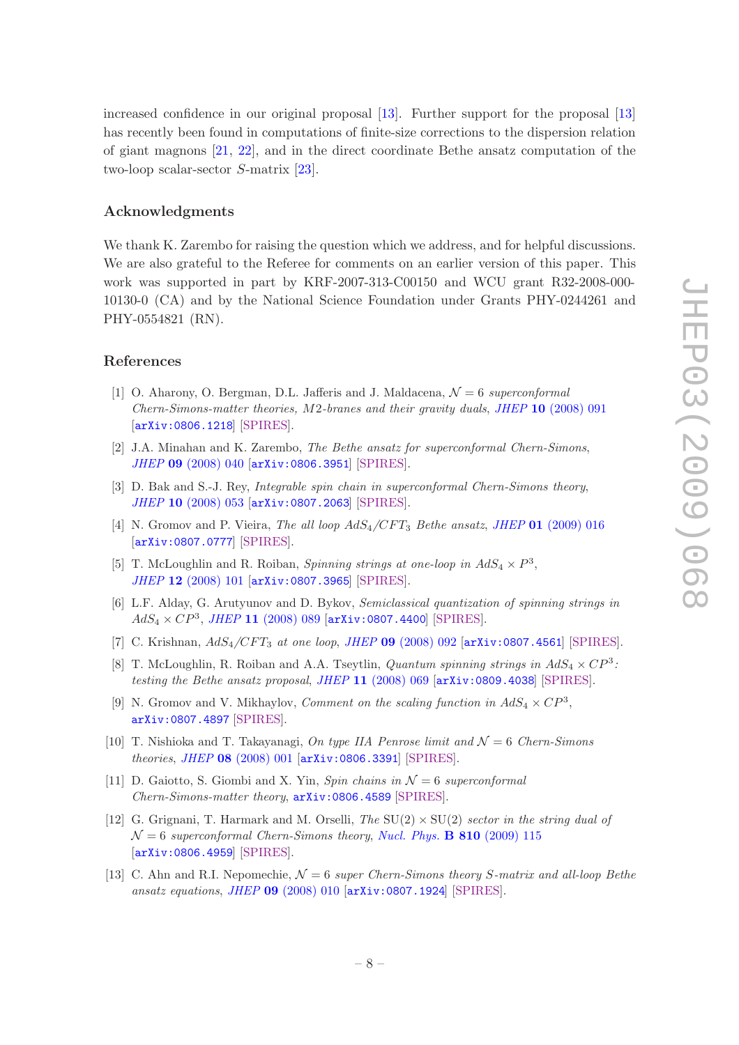increased confidence in our original proposal [13]. Further support for the proposal [13] has recently been found in computations of finite-size corrections to the dispersion relation of giant magnons [21, 22], and in the direct coordinate Bethe ansatz computation of the two-loop scalar-sector $S$-matrix [23].

## Acknowledgments

We thank K. Zarembo for raising the question which we address, and for helpful discussions. We are also grateful to the Referee for comments on an earlier version of this paper. This work was supported in part by KRF-2007-313-C00150 and WCU grant R32-2008-000-10130-0 (CA) and by the National Science Foundation under Grants PHY-0244261 and PHY-0554821 (RN).

## References

[1] O. Aharony, O. Bergman, D.L. Jafferis and J. Maldacena, *$\mathcal{N}=6$ superconformal Chern-Simons-matter theories, M2-branes and their gravity duals*, JHEP **10** (2008) 091 [arXiv:0806.1218] [SPIRES].

[2] J.A. Minahan and K. Zarembo, *The Bethe ansatz for superconformal Chern-Simons*, JHEP **09** (2008) 040 [arXiv:0806.3951] [SPIRES].

[3] D. Bak and S.-J. Rey, *Integrable spin chain in superconformal Chern-Simons theory*, JHEP **10** (2008) 053 [arXiv:0807.2063] [SPIRES].

[4] N. Gromov and P. Vieira, *The all loop $AdS_4/CFT_3$ Bethe ansatz*, JHEP **01** (2009) 016 [arXiv:0807.0777] [SPIRES].

[5] T. McLoughlin and R. Roiban, *Spinning strings at one-loop in $AdS_4 \times P^3$*, JHEP **12** (2008) 101 [arXiv:0807.3965] [SPIRES].

[6] L.F. Alday, G. Arutyunov and D. Bykov, *Semiclassical quantization of spinning strings in $AdS_4 \times CP^3$*, JHEP **11** (2008) 089 [arXiv:0807.4400] [SPIRES].

[7] C. Krishnan, *$AdS_4/CFT_3$ at one loop*, JHEP **09** (2008) 092 [arXiv:0807.4561] [SPIRES].

[8] T. McLoughlin, R. Roiban and A.A. Tseytlin, *Quantum spinning strings in $AdS_4 \times CP^3$: testing the Bethe ansatz proposal*, JHEP **11** (2008) 069 [arXiv:0809.4038] [SPIRES].

[9] N. Gromov and V. Mikhaylov, *Comment on the scaling function in $AdS_4 \times CP^3$*, arXiv:0807.4897 [SPIRES].

[10] T. Nishioka and T. Takayanagi, *On type IIA Penrose limit and $\mathcal{N}=6$ Chern-Simons theories*, JHEP **08** (2008) 001 [arXiv:0806.3391] [SPIRES].

[11] D. Gaiotto, S. Giombi and X. Yin, *Spin chains in $\mathcal{N}=6$ superconformal Chern-Simons-matter theory*, arXiv:0806.4589 [SPIRES].

[12] G. Grignani, T. Harmark and M. Orselli, *The $SU(2) \times SU(2)$ sector in the string dual of $\mathcal{N}=6$ superconformal Chern-Simons theory*, Nucl. Phys. **B 810** (2009) 115 [arXiv:0806.4959] [SPIRES].

[13] C. Ahn and R.I. Nepomechie, *$\mathcal{N}=6$ super Chern-Simons theory $S$-matrix and all-loop Bethe ansatz equations*, JHEP **09** (2008) 010 [arXiv:0807.1924] [SPIRES].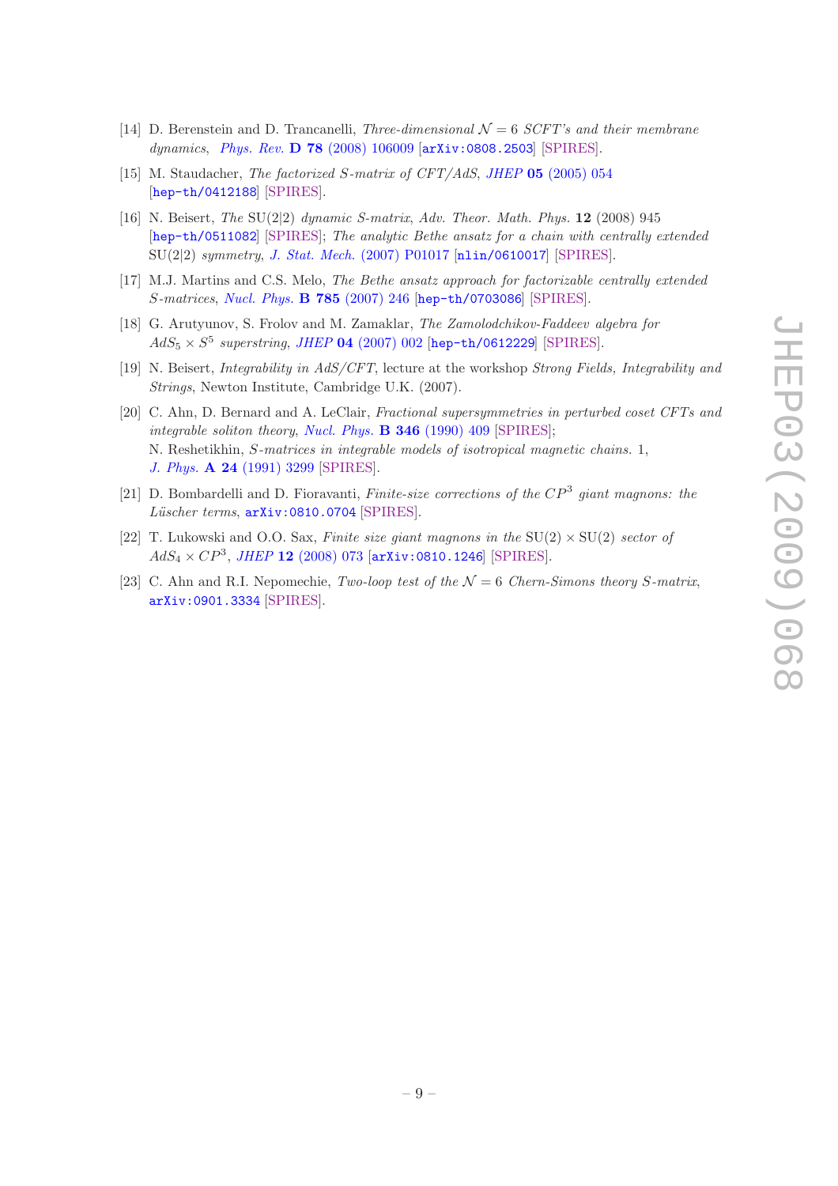[14] D. Berenstein and D. Trancanelli, *Three-dimensional $\mathcal{N} = 6$ SCFT's and their membrane dynamics*, *Phys. Rev.* **D 78** (2008) 106009 [arXiv:0808.2503] [SPIRES].

[15] M. Staudacher, *The factorized S-matrix of CFT/AdS*, *JHEP* **05** (2005) 054 [hep-th/0412188] [SPIRES].

[16] N. Beisert, *The* SU(2|2) *dynamic S-matrix*, *Adv. Theor. Math. Phys.* **12** (2008) 945 [hep-th/0511082] [SPIRES]; *The analytic Bethe ansatz for a chain with centrally extended* SU(2|2) *symmetry*, *J. Stat. Mech.* (2007) P01017 [nlin/0610017] [SPIRES].

[17] M.J. Martins and C.S. Melo, *The Bethe ansatz approach for factorizable centrally extended S-matrices*, *Nucl. Phys.* **B 785** (2007) 246 [hep-th/0703086] [SPIRES].

[18] G. Arutyunov, S. Frolov and M. Zamaklar, *The Zamolodchikov-Faddeev algebra for $AdS_5 \times S^5$ superstring*, *JHEP* **04** (2007) 002 [hep-th/0612229] [SPIRES].

[19] N. Beisert, *Integrability in AdS/CFT*, lecture at the workshop *Strong Fields, Integrability and Strings*, Newton Institute, Cambridge U.K. (2007).

[20] C. Ahn, D. Bernard and A. LeClair, *Fractional supersymmetries in perturbed coset CFTs and integrable soliton theory*, *Nucl. Phys.* **B 346** (1990) 409 [SPIRES];
N. Reshetikhin, *S-matrices in integrable models of isotropical magnetic chains.* 1, *J. Phys.* **A 24** (1991) 3299 [SPIRES].

[21] D. Bombardelli and D. Fioravanti, *Finite-size corrections of the $CP^3$ giant magnons: the Lüscher terms*, arXiv:0810.0704 [SPIRES].

[22] T. Lukowski and O.O. Sax, *Finite size giant magnons in the* SU(2) × SU(2) *sector of $AdS_4 \times CP^3$*, *JHEP* **12** (2008) 073 [arXiv:0810.1246] [SPIRES].

[23] C. Ahn and R.I. Nepomechie, *Two-loop test of the $\mathcal{N} = 6$ Chern-Simons theory S-matrix*, arXiv:0901.3334 [SPIRES].